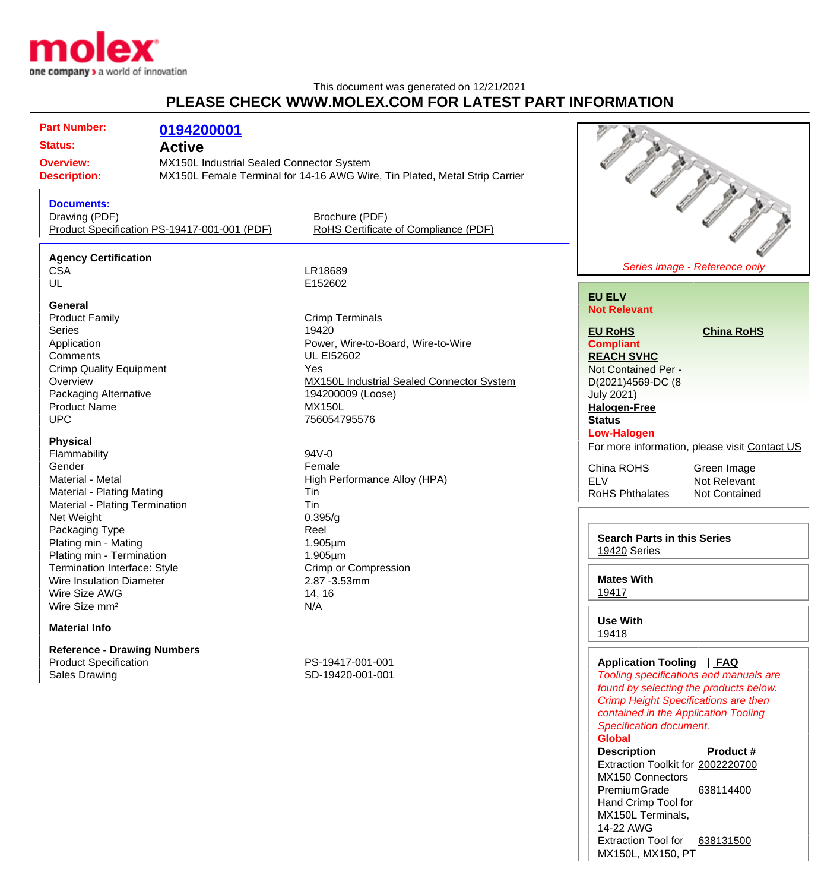molex
one company > a world of innovation

This document was generated on 12/21/2021

**PLEASE CHECK WWW.MOLEX.COM FOR LATEST PART INFORMATION**

**Part Number:** 0194200001

**Status:** Active

**Overview:** MX150L Industrial Sealed Connector System

**Description:** MX150L Female Terminal for 14-16 AWG Wire, Tin Plated, Metal Strip Carrier

**Documents:**

| | |
|---|---|
| Drawing (PDF) | Brochure (PDF) |
| Product Specification PS-19417-001-001 (PDF) | RoHS Certificate of Compliance (PDF) |

**Agency Certification**

| | |
|---|---|
| CSA | LR18689 |
| UL | E152602 |

**General**

| | |
|---|---|
| Product Family | Crimp Terminals |
| Series | 19420 |
| Application | Power, Wire-to-Board, Wire-to-Wire |
| Comments | UL EI52602 |
| Crimp Quality Equipment | Yes |
| Overview | MX150L Industrial Sealed Connector System |
| Packaging Alternative | 194200009 (Loose) |
| Product Name | MX150L |
| UPC | 756054795576 |

**Physical**

| | |
|---|---|
| Flammability | 94V-0 |
| Gender | Female |
| Material - Metal | High Performance Alloy (HPA) |
| Material - Plating Mating | Tin |
| Material - Plating Termination | Tin |
| Net Weight | 0.395/g |
| Packaging Type | Reel |
| Plating min - Mating | 1.905µm |
| Plating min - Termination | 1.905µm |
| Termination Interface: Style | Crimp or Compression |
| Wire Insulation Diameter | 2.87 -3.53mm |
| Wire Size AWG | 14, 16 |
| Wire Size mm² | N/A |

**Material Info**

**Reference - Drawing Numbers**

| | |
|---|---|
| Product Specification | PS-19417-001-001 |
| Sales Drawing | SD-19420-001-001 |

*Series image - Reference only*

**EU ELV**
**Not Relevant**

**EU RoHS** **China RoHS**
**Compliant**

**REACH SVHC**
Not Contained Per - D(2021)4569-DC (8 July 2021)

**Halogen-Free Status**
**Low-Halogen**

For more information, please visit Contact US

| | |
|---|---|
| China ROHS | Green Image |
| ELV | Not Relevant |
| RoHS Phthalates | Not Contained |

**Search Parts in this Series**
19420 Series

**Mates With**
19417

**Use With**
19418

**Application Tooling** | **FAQ**

*Tooling specifications and manuals are found by selecting the products below. Crimp Height Specifications are then contained in the Application Tooling Specification document.*

**Global**

| Description | Product # |
|---|---|
| Extraction Toolkit for MX150 Connectors | 2002220700 |
| PremiumGrade Hand Crimp Tool for MX150L Terminals, 14-22 AWG | 638114400 |
| Extraction Tool for MX150L, MX150, PT | 638131500 |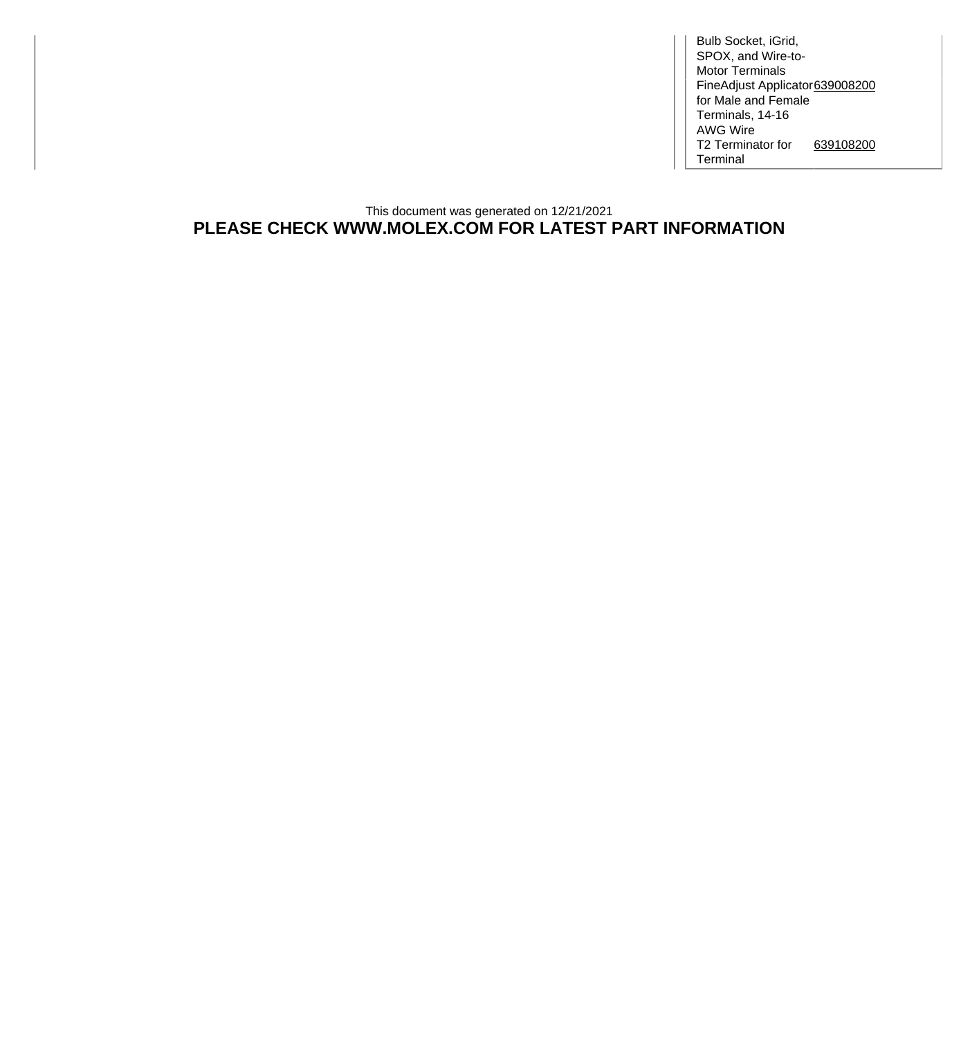| | |
|---|---|
| Bulb Socket, iGrid, SPOX, and Wire-to-Motor Terminals | |
| FineAdjust Applicator for Male and Female Terminals, 14-16 AWG Wire | 639008200 |
| T2 Terminator for Terminal | 639108200 |

This document was generated on 12/21/2021

**PLEASE CHECK WWW.MOLEX.COM FOR LATEST PART INFORMATION**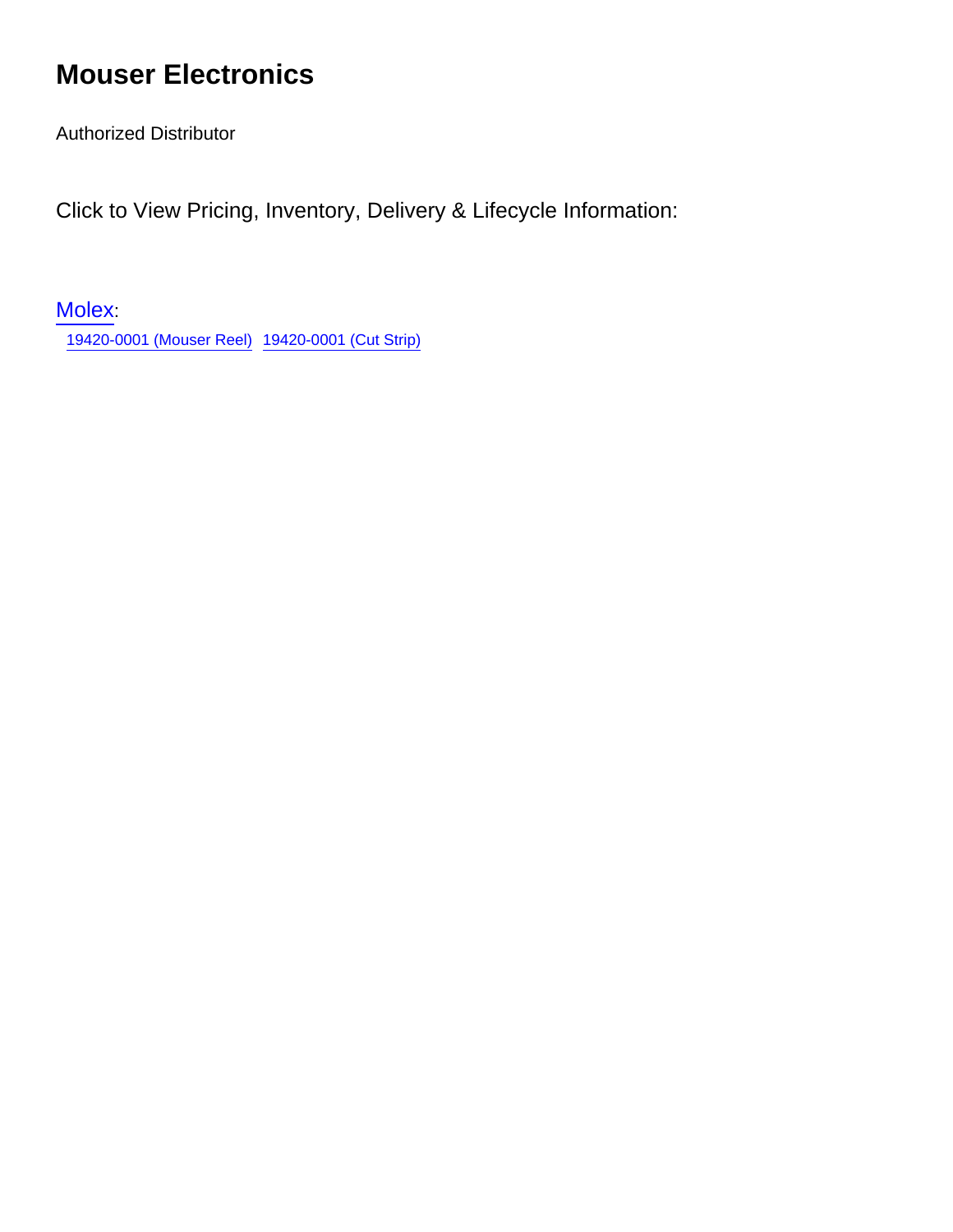# Mouser Electronics

Authorized Distributor

Click to View Pricing, Inventory, Delivery & Lifecycle Information:

Molex:

19420-0001 (Mouser Reel) 19420-0001 (Cut Strip)